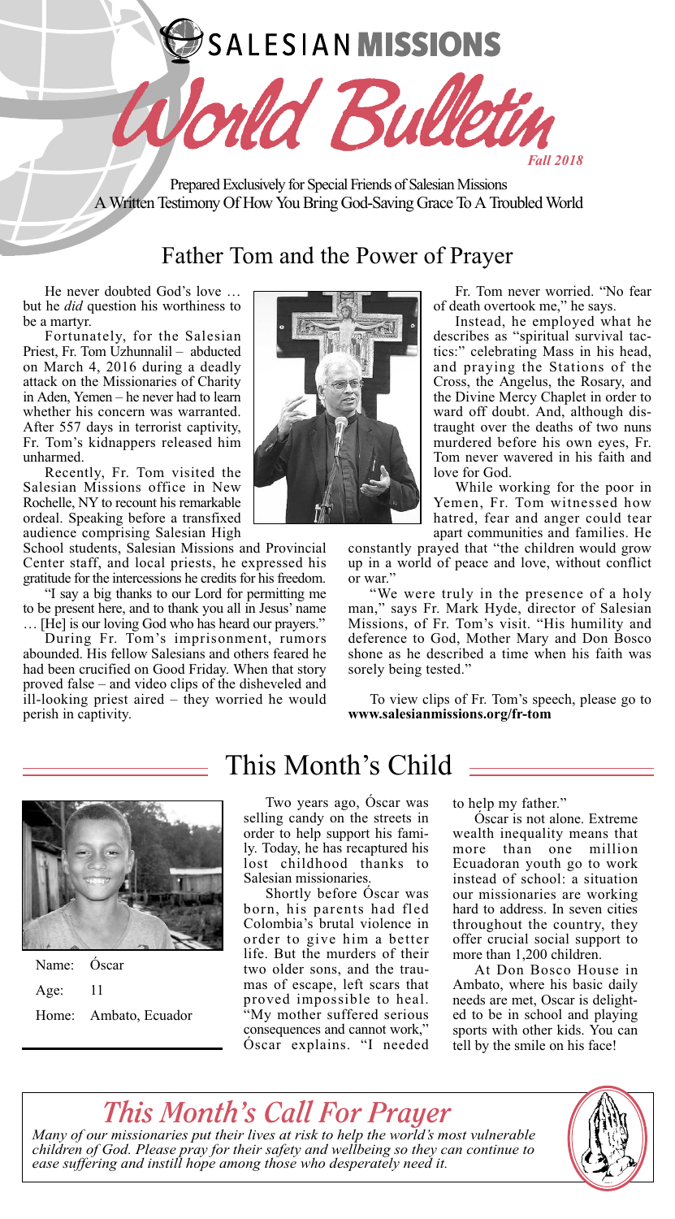# SALESIAN MISSIONS

# World Bulletin

*Fall 2018*

Prepared Exclusively for Special Friends of Salesian Missions
A Written Testimony Of How You Bring God-Saving Grace To A Troubled World

## Father Tom and the Power of Prayer

He never doubted God's love … but he *did* question his worthiness to be a martyr.

Fortunately, for the Salesian Priest, Fr. Tom Uzhunnalil – abducted on March 4, 2016 during a deadly attack on the Missionaries of Charity in Aden, Yemen – he never had to learn whether his concern was warranted. After 557 days in terrorist captivity, Fr. Tom's kidnappers released him unharmed.

Recently, Fr. Tom visited the Salesian Missions office in New Rochelle, NY to recount his remarkable ordeal. Speaking before a transfixed audience comprising Salesian High School students, Salesian Missions and Provincial Center staff, and local priests, he expressed his gratitude for the intercessions he credits for his freedom.

"I say a big thanks to our Lord for permitting me to be present here, and to thank you all in Jesus' name … [He] is our loving God who has heard our prayers."

During Fr. Tom's imprisonment, rumors abounded. His fellow Salesians and others feared he had been crucified on Good Friday. When that story proved false – and video clips of the disheveled and ill-looking priest aired – they worried he would perish in captivity.

Fr. Tom never worried. "No fear of death overtook me," he says.

Instead, he employed what he describes as "spiritual survival tactics:" celebrating Mass in his head, and praying the Stations of the Cross, the Angelus, the Rosary, and the Divine Mercy Chaplet in order to ward off doubt. And, although distraught over the deaths of two nuns murdered before his own eyes, Fr. Tom never wavered in his faith and love for God.

While working for the poor in Yemen, Fr. Tom witnessed how hatred, fear and anger could tear apart communities and families. He constantly prayed that "the children would grow up in a world of peace and love, without conflict or war."

"We were truly in the presence of a holy man," says Fr. Mark Hyde, director of Salesian Missions, of Fr. Tom's visit. "His humility and deference to God, Mother Mary and Don Bosco shone as he described a time when his faith was sorely being tested."

To view clips of Fr. Tom's speech, please go to **www.salesianmissions.org/fr-tom**

## This Month's Child

Name: Óscar
Age: 11
Home: Ambato, Ecuador

Two years ago, Óscar was selling candy on the streets in order to help support his family. Today, he has recaptured his lost childhood thanks to Salesian missionaries.

Shortly before Óscar was born, his parents had fled Colombia's brutal violence in order to give him a better life. But the murders of their two older sons, and the traumas of escape, left scars that proved impossible to heal. "My mother suffered serious consequences and cannot work," Óscar explains. "I needed to help my father."

Óscar is not alone. Extreme wealth inequality means that more than one million Ecuadoran youth go to work instead of school: a situation our missionaries are working hard to address. In seven cities throughout the country, they offer crucial social support to more than 1,200 children.

At Don Bosco House in Ambato, where his basic daily needs are met, Oscar is delighted to be in school and playing sports with other kids. You can tell by the smile on his face!

## *This Month's Call For Prayer*

*Many of our missionaries put their lives at risk to help the world's most vulnerable children of God. Please pray for their safety and wellbeing so they can continue to ease suffering and instill hope among those who desperately need it.*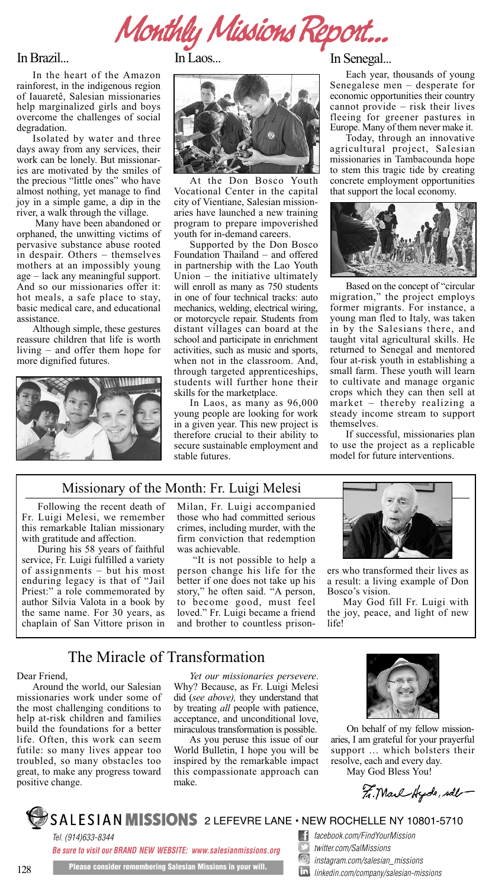# Monthly Missions Report...

## In Brazil...

In the heart of the Amazon rainforest, in the indigenous region of Iauaretê, Salesian missionaries help marginalized girls and boys overcome the challenges of social degradation.

Isolated by water and three days away from any services, their work can be lonely. But missionaries are motivated by the smiles of the precious "little ones" who have almost nothing, yet manage to find joy in a simple game, a dip in the river, a walk through the village.

Many have been abandoned or orphaned, the unwitting victims of pervasive substance abuse rooted in despair. Others – themselves mothers at an impossibly young age – lack any meaningful support. And so our missionaries offer it: hot meals, a safe place to stay, basic medical care, and educational assistance.

Although simple, these gestures reassure children that life is worth living – and offer them hope for more dignified futures.

## In Laos...

At the Don Bosco Youth Vocational Center in the capital city of Vientiane, Salesian missionaries have launched a new training program to prepare impoverished youth for in-demand careers.

Supported by the Don Bosco Foundation Thailand – and offered in partnership with the Lao Youth Union – the initiative ultimately will enroll as many as 750 students in one of four technical tracks: auto mechanics, welding, electrical wiring, or motorcycle repair. Students from distant villages can board at the school and participate in enrichment activities, such as music and sports, when not in the classroom. And, through targeted apprenticeships, students will further hone their skills for the marketplace.

In Laos, as many as 96,000 young people are looking for work in a given year. This new project is therefore crucial to their ability to secure sustainable employment and stable futures.

## In Senegal...

Each year, thousands of young Senegalese men – desperate for economic opportunities their country cannot provide – risk their lives fleeing for greener pastures in Europe. Many of them never make it.

Today, through an innovative agricultural project, Salesian missionaries in Tambacounda hope to stem this tragic tide by creating concrete employment opportunities that support the local economy.

Based on the concept of "circular migration," the project employs former migrants. For instance, a young man fled to Italy, was taken in by the Salesians there, and taught vital agricultural skills. He returned to Senegal and mentored four at-risk youth in establishing a small farm. These youth will learn to cultivate and manage organic crops which they can then sell at market – thereby realizing a steady income stream to support themselves.

If successful, missionaries plan to use the project as a replicable model for future interventions.

## Missionary of the Month: Fr. Luigi Melesi

Following the recent death of Fr. Luigi Melesi, we remember this remarkable Italian missionary with gratitude and affection.

During his 58 years of faithful service, Fr. Luigi fulfilled a variety of assignments – but his most enduring legacy is that of "Jail Priest:" a role commemorated by author Silvia Valota in a book by the same name. For 30 years, as chaplain of San Vittore prison in Milan, Fr. Luigi accompanied those who had committed serious crimes, including murder, with the firm conviction that redemption was achievable.

"It is not possible to help a person change his life for the better if one does not take up his story," he often said. "A person, to become good, must feel loved." Fr. Luigi became a friend and brother to countless prisoners who transformed their lives as a result: a living example of Don Bosco's vision.

May God fill Fr. Luigi with the joy, peace, and light of new life!

## The Miracle of Transformation

Dear Friend,

Around the world, our Salesian missionaries work under some of the most challenging conditions to help at-risk children and families build the foundations for a better life. Often, this work can seem futile: so many lives appear too troubled, so many obstacles too great, to make any progress toward positive change.

*Yet our missionaries persevere*. Why? Because, as Fr. Luigi Melesi did (*see above),* they understand that by treating *all* people with patience, acceptance, and unconditional love, miraculous transformation is possible.

As you peruse this issue of our World Bulletin, I hope you will be inspired by the remarkable impact this compassionate approach can make.

On behalf of my fellow missionaries, I am grateful for your prayerful support … which bolsters their resolve, each and every day.

May God Bless You!

Fr. Mark Hyde, sdb

**SALESIAN MISSIONS** 2 LEFEVRE LANE • NEW ROCHELLE NY 10801-5710

*Tel. (914)633-8344*

***Be sure to visit our BRAND NEW WEBSITE: www.salesianmissions.org***

**Please consider remembering Salesian Missions in your will.**

*facebook.com/FindYourMission*
*twitter.com/SalMissions*
*instagram.com/salesian_missions*
*linkedin.com/company/salesian-missions*